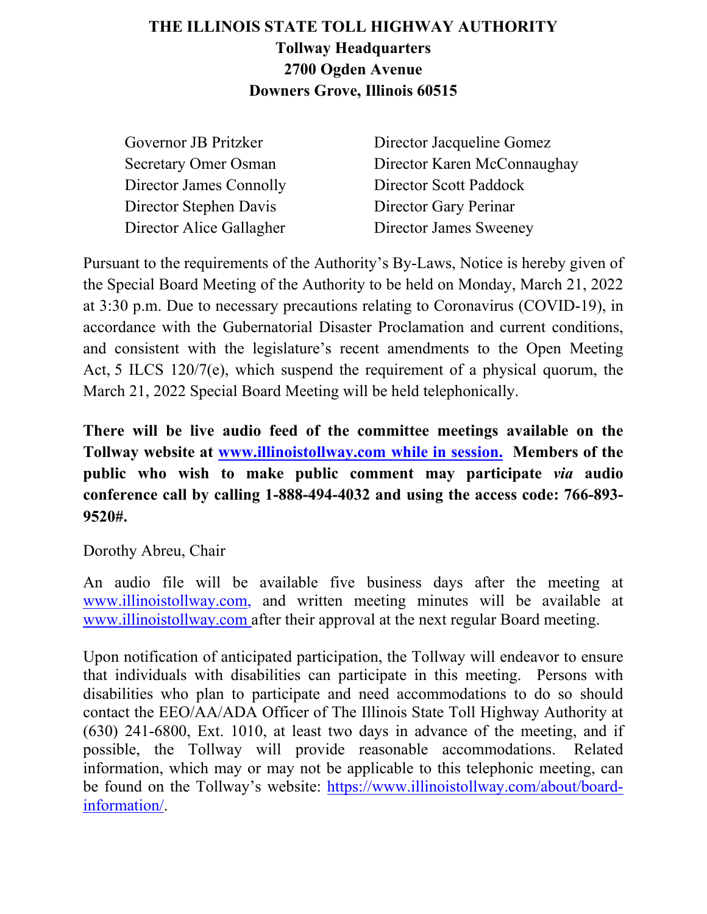# THE ILLINOIS STATE TOLL HIGHWAY AUTHORITY
## Tollway Headquarters
## 2700 Ogden Avenue
## Downers Grove, Illinois 60515

Governor JB Pritzker
Secretary Omer Osman
Director James Connolly
Director Stephen Davis
Director Alice Gallagher
Director Jacqueline Gomez
Director Karen McConnaughay
Director Scott Paddock
Director Gary Perinar
Director James Sweeney

Pursuant to the requirements of the Authority's By-Laws, Notice is hereby given of the Special Board Meeting of the Authority to be held on Monday, March 21, 2022 at 3:30 p.m. Due to necessary precautions relating to Coronavirus (COVID-19), in accordance with the Gubernatorial Disaster Proclamation and current conditions, and consistent with the legislature's recent amendments to the Open Meeting Act, 5 ILCS 120/7(e), which suspend the requirement of a physical quorum, the March 21, 2022 Special Board Meeting will be held telephonically.

**There will be live audio feed of the committee meetings available on the Tollway website at www.illinoistollway.com while in session. Members of the public who wish to make public comment may participate *via* audio conference call by calling 1-888-494-4032 and using the access code: 766-893-9520#.**

Dorothy Abreu, Chair

An audio file will be available five business days after the meeting at www.illinoistollway.com, and written meeting minutes will be available at www.illinoistollway.com after their approval at the next regular Board meeting.

Upon notification of anticipated participation, the Tollway will endeavor to ensure that individuals with disabilities can participate in this meeting. Persons with disabilities who plan to participate and need accommodations to do so should contact the EEO/AA/ADA Officer of The Illinois State Toll Highway Authority at (630) 241-6800, Ext. 1010, at least two days in advance of the meeting, and if possible, the Tollway will provide reasonable accommodations. Related information, which may or may not be applicable to this telephonic meeting, can be found on the Tollway's website: https://www.illinoistollway.com/about/board-information/.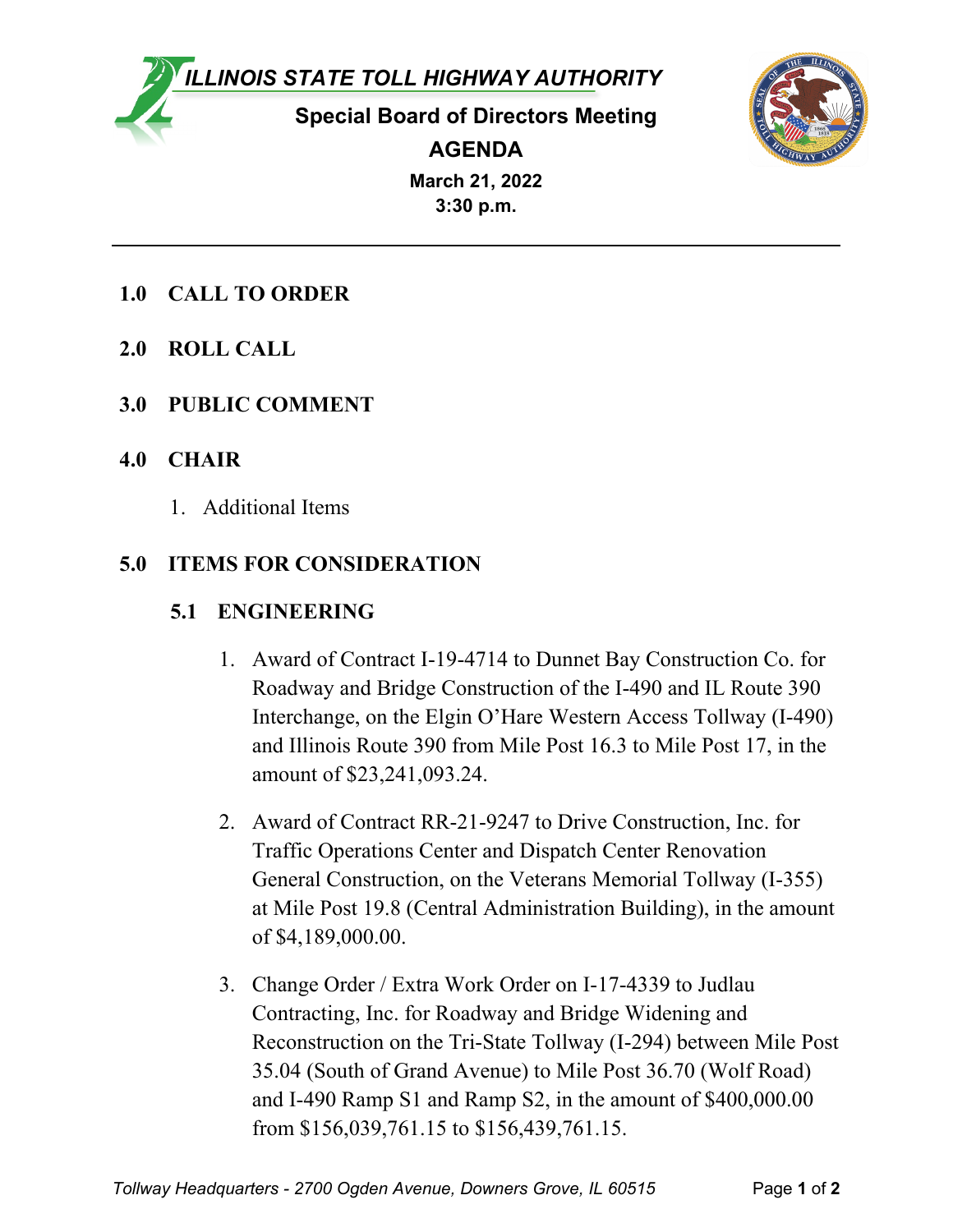# ILLINOIS STATE TOLL HIGHWAY AUTHORITY

## Special Board of Directors Meeting

## AGENDA

**March 21, 2022**
**3:30 p.m.**

---

## 1.0 CALL TO ORDER

## 2.0 ROLL CALL

## 3.0 PUBLIC COMMENT

## 4.0 CHAIR

1. Additional Items

## 5.0 ITEMS FOR CONSIDERATION

### 5.1 ENGINEERING

1. Award of Contract I-19-4714 to Dunnet Bay Construction Co. for Roadway and Bridge Construction of the I-490 and IL Route 390 Interchange, on the Elgin O'Hare Western Access Tollway (I-490) and Illinois Route 390 from Mile Post 16.3 to Mile Post 17, in the amount of $23,241,093.24.

2. Award of Contract RR-21-9247 to Drive Construction, Inc. for Traffic Operations Center and Dispatch Center Renovation General Construction, on the Veterans Memorial Tollway (I-355) at Mile Post 19.8 (Central Administration Building), in the amount of $4,189,000.00.

3. Change Order / Extra Work Order on I-17-4339 to Judlau Contracting, Inc. for Roadway and Bridge Widening and Reconstruction on the Tri-State Tollway (I-294) between Mile Post 35.04 (South of Grand Avenue) to Mile Post 36.70 (Wolf Road) and I-490 Ramp S1 and Ramp S2, in the amount of $400,000.00 from $156,039,761.15 to $156,439,761.15.

*Tollway Headquarters - 2700 Ogden Avenue, Downers Grove, IL 60515*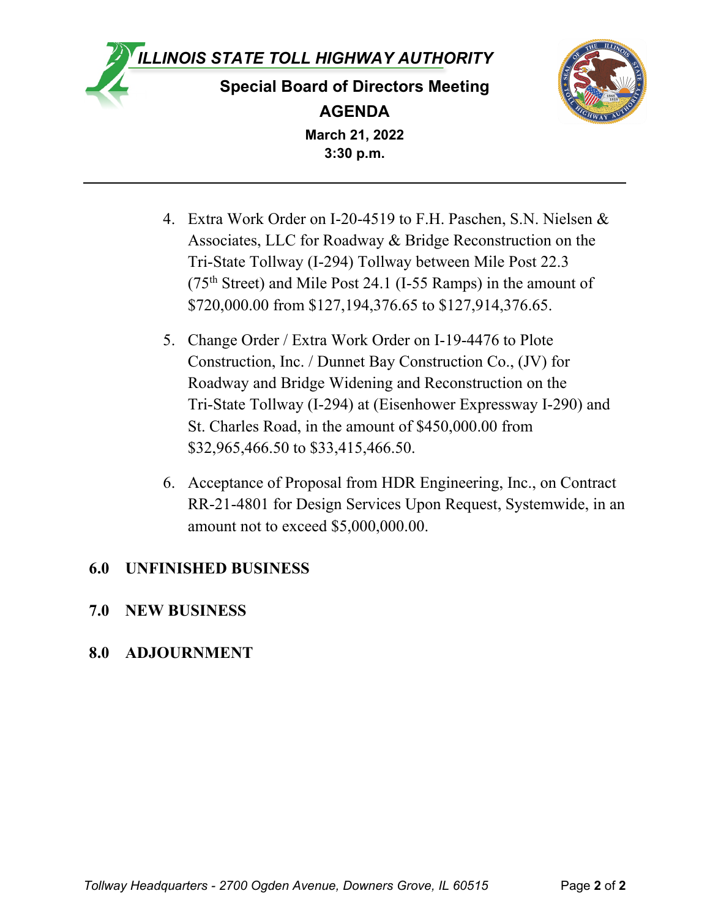4. Extra Work Order on I-20-4519 to F.H. Paschen, S.N. Nielsen & Associates, LLC for Roadway & Bridge Reconstruction on the Tri-State Tollway (I-294) Tollway between Mile Post 22.3 (75th Street) and Mile Post 24.1 (I-55 Ramps) in the amount of $720,000.00 from $127,194,376.65 to $127,914,376.65.

5. Change Order / Extra Work Order on I-19-4476 to Plote Construction, Inc. / Dunnet Bay Construction Co., (JV) for Roadway and Bridge Widening and Reconstruction on the Tri-State Tollway (I-294) at (Eisenhower Expressway I-290) and St. Charles Road, in the amount of $450,000.00 from $32,965,466.50 to $33,415,466.50.

6. Acceptance of Proposal from HDR Engineering, Inc., on Contract RR-21-4801 for Design Services Upon Request, Systemwide, in an amount not to exceed $5,000,000.00.

## 6.0 UNFINISHED BUSINESS

## 7.0 NEW BUSINESS

## 8.0 ADJOURNMENT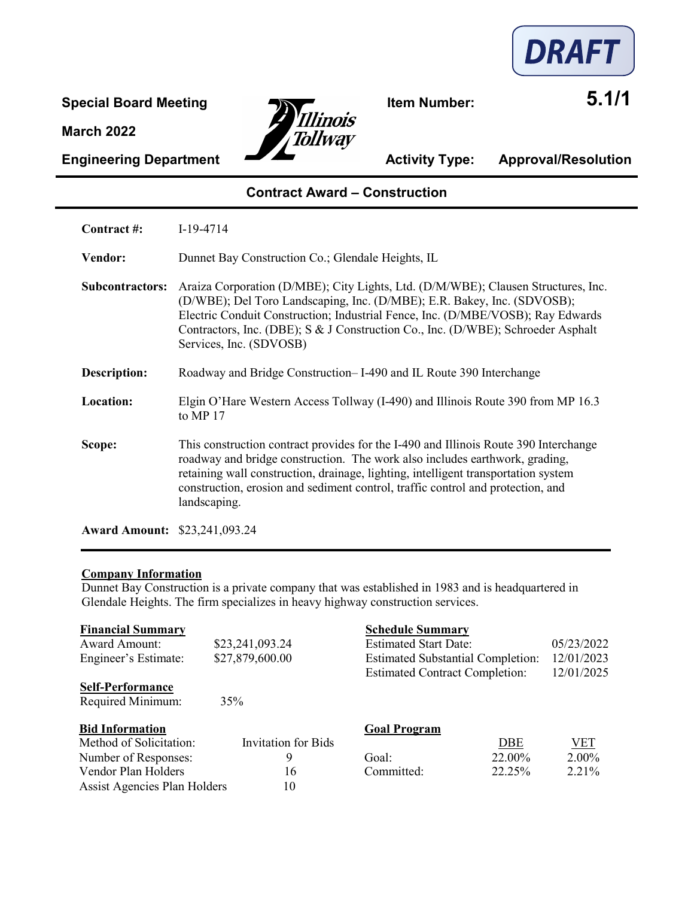DRAFT

**Special Board Meeting**

**March 2022**

**Engineering Department**

**Item Number:** **5.1/1**

**Activity Type:** **Approval/Resolution**

## Contract Award – Construction

**Contract #:** I-19-4714

**Vendor:** Dunnet Bay Construction Co.; Glendale Heights, IL

**Subcontractors:** Araiza Corporation (D/MBE); City Lights, Ltd. (D/M/WBE); Clausen Structures, Inc. (D/WBE); Del Toro Landscaping, Inc. (D/MBE); E.R. Bakey, Inc. (SDVOSB); Electric Conduit Construction; Industrial Fence, Inc. (D/MBE/VOSB); Ray Edwards Contractors, Inc. (DBE); S & J Construction Co., Inc. (D/WBE); Schroeder Asphalt Services, Inc. (SDVOSB)

**Description:** Roadway and Bridge Construction– I-490 and IL Route 390 Interchange

**Location:** Elgin O'Hare Western Access Tollway (I-490) and Illinois Route 390 from MP 16.3 to MP 17

**Scope:** This construction contract provides for the I-490 and Illinois Route 390 Interchange roadway and bridge construction. The work also includes earthwork, grading, retaining wall construction, drainage, lighting, intelligent transportation system construction, erosion and sediment control, traffic control and protection, and landscaping.

**Award Amount:** $23,241,093.24

**Company Information**

Dunnet Bay Construction is a private company that was established in 1983 and is headquartered in Glendale Heights. The firm specializes in heavy highway construction services.

**Financial Summary**

| | |
|---|---|
| Award Amount: | $23,241,093.24 |
| Engineer's Estimate: | $27,879,600.00 |

**Schedule Summary**

| | |
|---|---|
| Estimated Start Date: | 05/23/2022 |
| Estimated Substantial Completion: | 12/01/2023 |
| Estimated Contract Completion: | 12/01/2025 |

**Self-Performance**

Required Minimum: 35%

**Bid Information**

| | |
|---|---|
| Method of Solicitation: | Invitation for Bids |
| Number of Responses: | 9 |
| Vendor Plan Holders | 16 |
| Assist Agencies Plan Holders | 10 |

**Goal Program**

| | DBE | VET |
|---|---|---|
| Goal: | 22.00% | 2.00% |
| Committed: | 22.25% | 2.21% |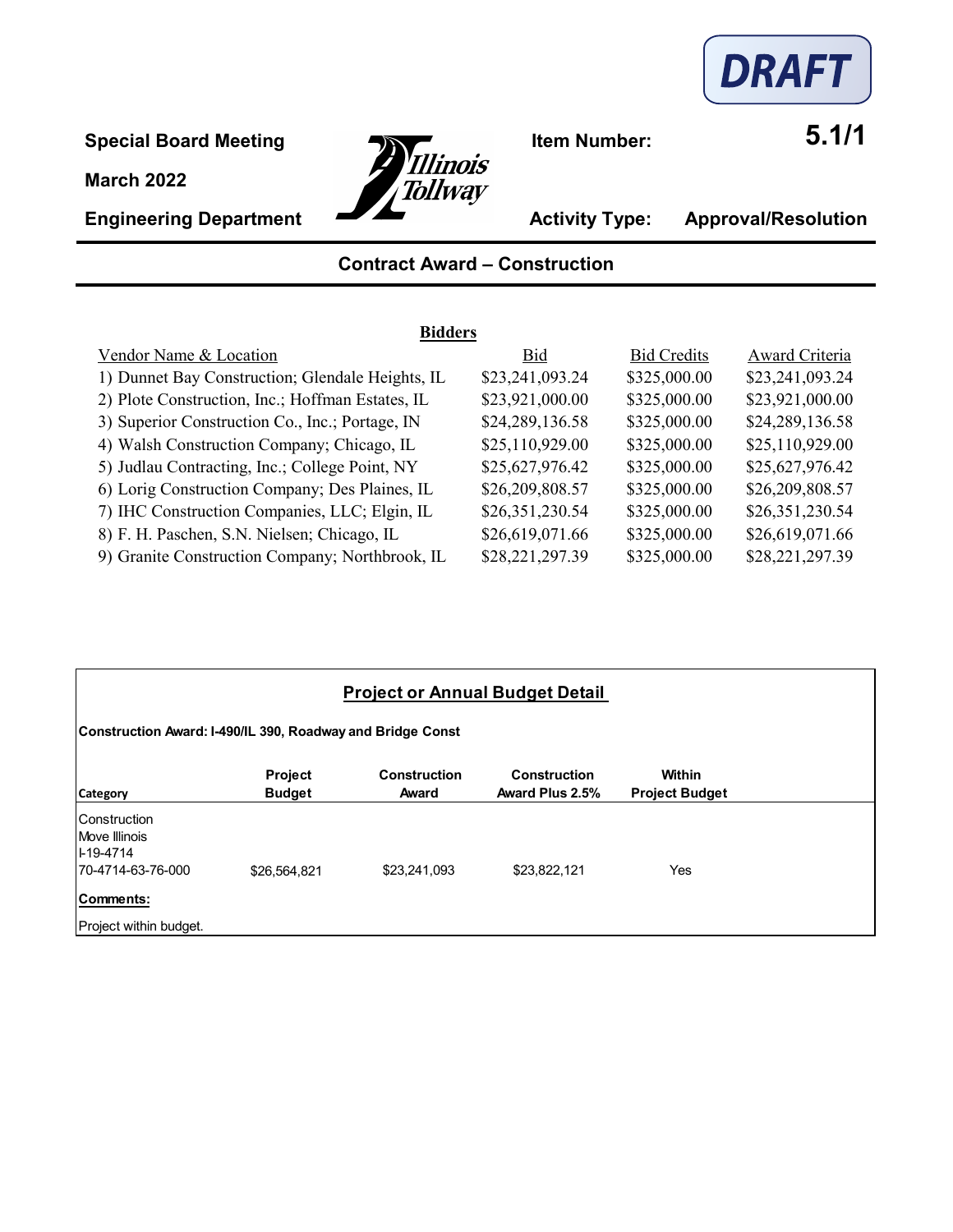DRAFT

**Special Board Meeting** | **Item Number:** **5.1/1**

**March 2022**

**Engineering Department** | **Activity Type:** **Approval/Resolution**

## Contract Award – Construction

**Bidders**

| Vendor Name & Location | Bid | Bid Credits | Award Criteria |
|---|---|---|---|
| 1) Dunnet Bay Construction; Glendale Heights, IL | $23,241,093.24 | $325,000.00 | $23,241,093.24 |
| 2) Plote Construction, Inc.; Hoffman Estates, IL | $23,921,000.00 | $325,000.00 | $23,921,000.00 |
| 3) Superior Construction Co., Inc.; Portage, IN | $24,289,136.58 | $325,000.00 | $24,289,136.58 |
| 4) Walsh Construction Company; Chicago, IL | $25,110,929.00 | $325,000.00 | $25,110,929.00 |
| 5) Judlau Contracting, Inc.; College Point, NY | $25,627,976.42 | $325,000.00 | $25,627,976.42 |
| 6) Lorig Construction Company; Des Plaines, IL | $26,209,808.57 | $325,000.00 | $26,209,808.57 |
| 7) IHC Construction Companies, LLC; Elgin, IL | $26,351,230.54 | $325,000.00 | $26,351,230.54 |
| 8) F. H. Paschen, S.N. Nielsen; Chicago, IL | $26,619,071.66 | $325,000.00 | $26,619,071.66 |
| 9) Granite Construction Company; Northbrook, IL | $28,221,297.39 | $325,000.00 | $28,221,297.39 |

**Project or Annual Budget Detail**

**Construction Award: I-490/IL 390, Roadway and Bridge Const**

| Category | Project Budget | Construction Award | Construction Award Plus 2.5% | Within Project Budget |
|---|---|---|---|---|
| Construction<br>Move Illinois<br>I-19-4714<br>70-4714-63-76-000 | $26,564,821 | $23,241,093 | $23,822,121 | Yes |

**Comments:**

Project within budget.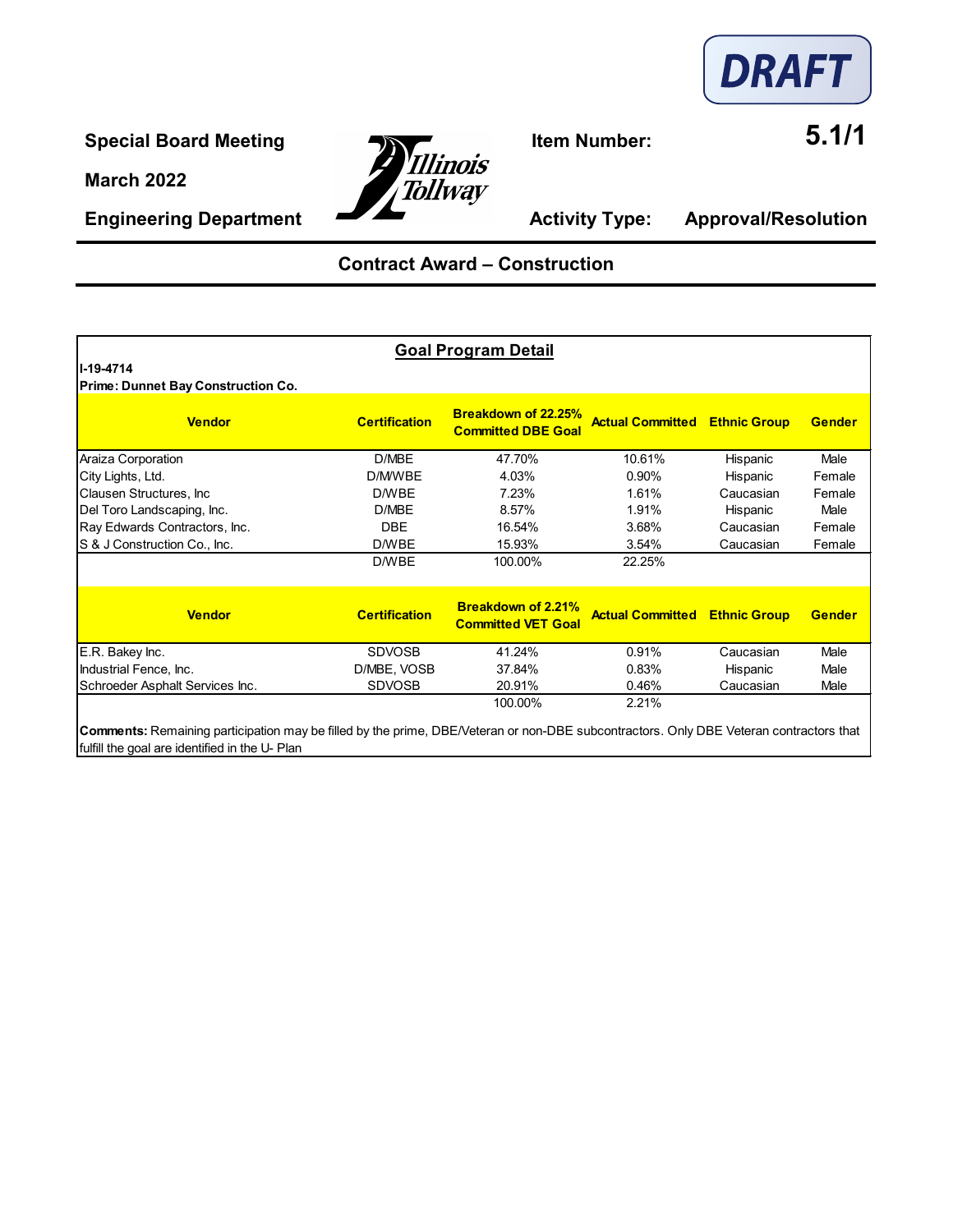DRAFT

**Special Board Meeting**

**March 2022**

**Engineering Department**

**Item Number:** **5.1/1**

**Activity Type:** **Approval/Resolution**

## Contract Award – Construction

### Goal Program Detail

**I-19-4714**
**Prime: Dunnet Bay Construction Co.**

| Vendor | Certification | Breakdown of 22.25% Committed DBE Goal | Actual Committed | Ethnic Group | Gender |
|---|---|---|---|---|---|
| Araiza Corporation | D/MBE | 47.70% | 10.61% | Hispanic | Male |
| City Lights, Ltd. | D/M/WBE | 4.03% | 0.90% | Hispanic | Female |
| Clausen Structures, Inc | D/WBE | 7.23% | 1.61% | Caucasian | Female |
| Del Toro Landscaping, Inc. | D/MBE | 8.57% | 1.91% | Hispanic | Male |
| Ray Edwards Contractors, Inc. | DBE | 16.54% | 3.68% | Caucasian | Female |
| S & J Construction Co., Inc. | D/WBE | 15.93% | 3.54% | Caucasian | Female |
| | D/WBE | 100.00% | 22.25% | | |

| Vendor | Certification | Breakdown of 2.21% Committed VET Goal | Actual Committed | Ethnic Group | Gender |
|---|---|---|---|---|---|
| E.R. Bakey Inc. | SDVOSB | 41.24% | 0.91% | Caucasian | Male |
| Industrial Fence, Inc. | D/MBE, VOSB | 37.84% | 0.83% | Hispanic | Male |
| Schroeder Asphalt Services Inc. | SDVOSB | 20.91% | 0.46% | Caucasian | Male |
| | | 100.00% | 2.21% | | |

**Comments:** Remaining participation may be filled by the prime, DBE/Veteran or non-DBE subcontractors. Only DBE Veteran contractors that fulfill the goal are identified in the U- Plan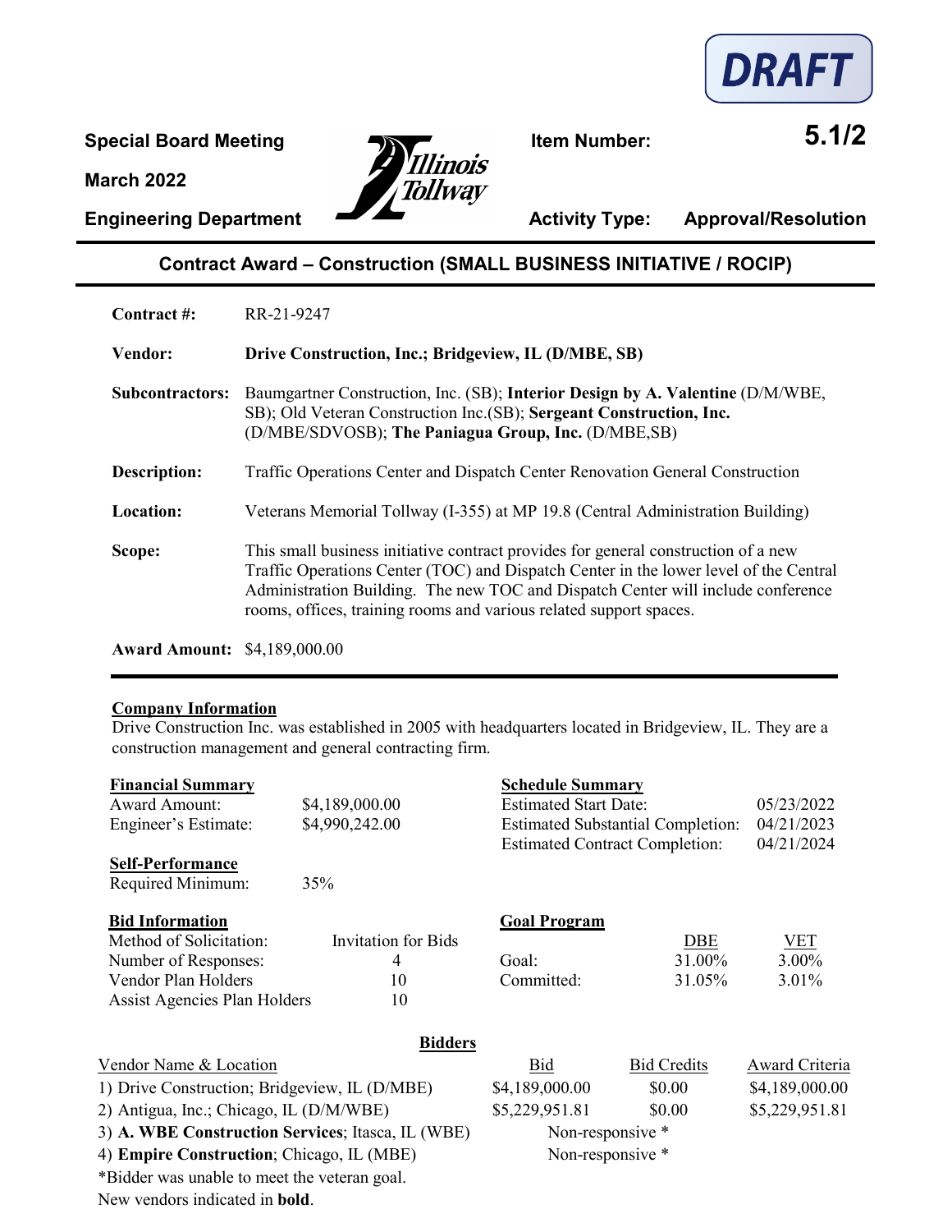DRAFT

**Special Board Meeting**

**March 2022**

**Engineering Department**

**Item Number:** **5.1/2**

**Activity Type:** **Approval/Resolution**

## Contract Award – Construction (SMALL BUSINESS INITIATIVE / ROCIP)

**Contract #:** RR-21-9247

**Vendor:** **Drive Construction, Inc.; Bridgeview, IL (D/MBE, SB)**

**Subcontractors:** Baumgartner Construction, Inc. (SB); **Interior Design by A. Valentine** (D/M/WBE, SB); Old Veteran Construction Inc.(SB); **Sergeant Construction, Inc.** (D/MBE/SDVOSB); **The Paniagua Group, Inc.** (D/MBE,SB)

**Description:** Traffic Operations Center and Dispatch Center Renovation General Construction

**Location:** Veterans Memorial Tollway (I-355) at MP 19.8 (Central Administration Building)

**Scope:** This small business initiative contract provides for general construction of a new Traffic Operations Center (TOC) and Dispatch Center in the lower level of the Central Administration Building. The new TOC and Dispatch Center will include conference rooms, offices, training rooms and various related support spaces.

**Award Amount:** $4,189,000.00

---

**Company Information**

Drive Construction Inc. was established in 2005 with headquarters located in Bridgeview, IL. They are a construction management and general contracting firm.

**Financial Summary**

| | |
|---|---|
| Award Amount: | $4,189,000.00 |
| Engineer's Estimate: | $4,990,242.00 |

**Schedule Summary**

| | |
|---|---|
| Estimated Start Date: | 05/23/2022 |
| Estimated Substantial Completion: | 04/21/2023 |
| Estimated Contract Completion: | 04/21/2024 |

**Self-Performance**

| | |
|---|---|
| Required Minimum: | 35% |

**Bid Information**

| | |
|---|---|
| Method of Solicitation: | Invitation for Bids |
| Number of Responses: | 4 |
| Vendor Plan Holders | 10 |
| Assist Agencies Plan Holders | 10 |

**Goal Program**

| | DBE | VET |
|---|---|---|
| Goal: | 31.00% | 3.00% |
| Committed: | 31.05% | 3.01% |

**Bidders**

| Vendor Name & Location | Bid | Bid Credits | Award Criteria |
|---|---|---|---|
| 1) Drive Construction; Bridgeview, IL (D/MBE) | $4,189,000.00 | $0.00 | $4,189,000.00 |
| 2) Antigua, Inc.; Chicago, IL (D/M/WBE) | $5,229,951.81 | $0.00 | $5,229,951.81 |
| 3) **A. WBE Construction Services**; Itasca, IL (WBE) | Non-responsive * | | |
| 4) **Empire Construction**; Chicago, IL (MBE) | Non-responsive * | | |

*Bidder was unable to meet the veteran goal.

New vendors indicated in **bold**.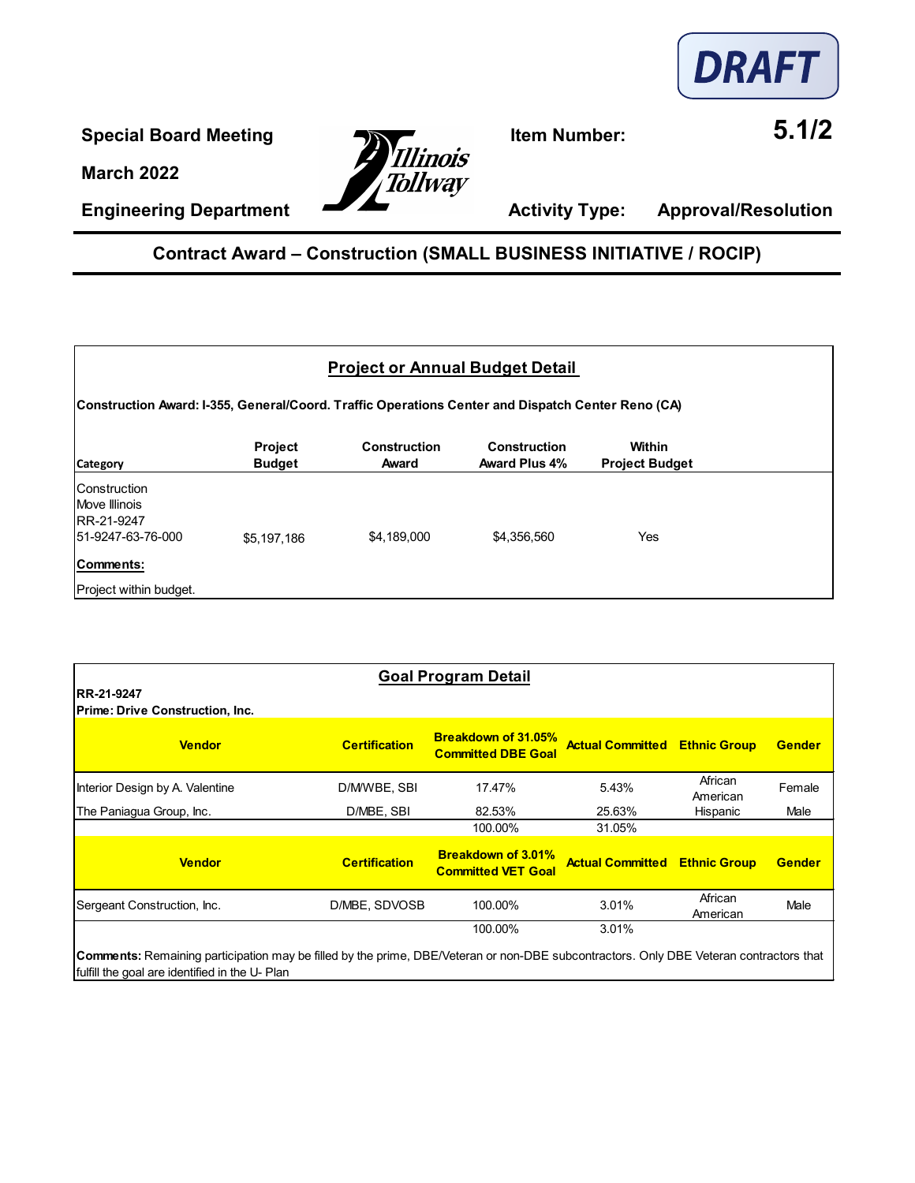DRAFT

**Special Board Meeting** | **Item Number:** **5.1/2**

**March 2022**

**Engineering Department** | **Activity Type:** **Approval/Resolution**

## Contract Award – Construction (SMALL BUSINESS INITIATIVE / ROCIP)

### Project or Annual Budget Detail

**Construction Award: I-355, General/Coord. Traffic Operations Center and Dispatch Center Reno (CA)**

| Category | Project Budget | Construction Award | Construction Award Plus 4% | Within Project Budget |
|---|---|---|---|---|
| Construction<br>Move Illinois<br>RR-21-9247<br>51-9247-63-76-000 | $5,197,186 | $4,189,000 | $4,356,560 | Yes |

**Comments:**

Project within budget.

### Goal Program Detail

**RR-21-9247**
**Prime: Drive Construction, Inc.**

| Vendor | Certification | Breakdown of 31.05% Committed DBE Goal | Actual Committed | Ethnic Group | Gender |
|---|---|---|---|---|---|
| Interior Design by A. Valentine | D/M/WBE, SBI | 17.47% | 5.43% | African American | Female |
| The Paniagua Group, Inc. | D/MBE, SBI | 82.53% | 25.63% | Hispanic | Male |
| | | 100.00% | 31.05% | | |

| Vendor | Certification | Breakdown of 3.01% Committed VET Goal | Actual Committed | Ethnic Group | Gender |
|---|---|---|---|---|---|
| Sergeant Construction, Inc. | D/MBE, SDVOSB | 100.00% | 3.01% | African American | Male |
| | | 100.00% | 3.01% | | |

**Comments:** Remaining participation may be filled by the prime, DBE/Veteran or non-DBE subcontractors. Only DBE Veteran contractors that fulfill the goal are identified in the U- Plan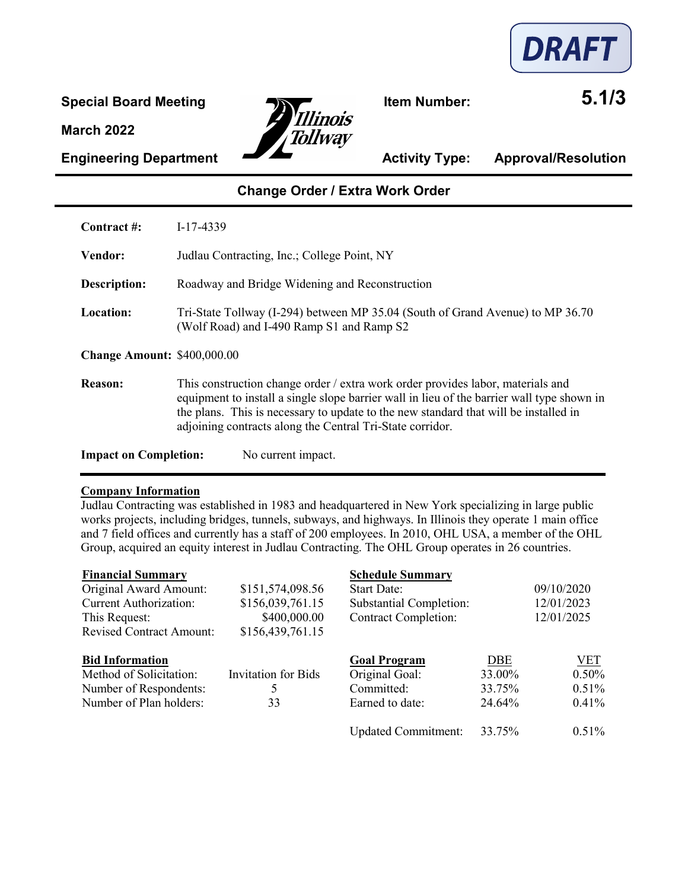**DRAFT**

**Special Board Meeting**

**March 2022**

**Engineering Department**

**Item Number:** **5.1/3**

**Activity Type:** **Approval/Resolution**

## Change Order / Extra Work Order

**Contract #:** I-17-4339

**Vendor:** Judlau Contracting, Inc.; College Point, NY

**Description:** Roadway and Bridge Widening and Reconstruction

**Location:** Tri-State Tollway (I-294) between MP 35.04 (South of Grand Avenue) to MP 36.70 (Wolf Road) and I-490 Ramp S1 and Ramp S2

**Change Amount:** $400,000.00

**Reason:** This construction change order / extra work order provides labor, materials and equipment to install a single slope barrier wall in lieu of the barrier wall type shown in the plans. This is necessary to update to the new standard that will be installed in adjoining contracts along the Central Tri-State corridor.

**Impact on Completion:** No current impact.

**Company Information**

Judlau Contracting was established in 1983 and headquartered in New York specializing in large public works projects, including bridges, tunnels, subways, and highways. In Illinois they operate 1 main office and 7 field offices and currently has a staff of 200 employees. In 2010, OHL USA, a member of the OHL Group, acquired an equity interest in Judlau Contracting. The OHL Group operates in 26 countries.

| **Financial Summary** | |
|---|---|
| Original Award Amount: | $151,574,098.56 |
| Current Authorization: | $156,039,761.15 |
| This Request: | $400,000.00 |
| Revised Contract Amount: | $156,439,761.15 |

| **Schedule Summary** | |
|---|---|
| Start Date: | 09/10/2020 |
| Substantial Completion: | 12/01/2023 |
| Contract Completion: | 12/01/2025 |

| **Bid Information** | |
|---|---|
| Method of Solicitation: | Invitation for Bids |
| Number of Respondents: | 5 |
| Number of Plan holders: | 33 |

| **Goal Program** | DBE | VET |
|---|---|---|
| Original Goal: | 33.00% | 0.50% |
| Committed: | 33.75% | 0.51% |
| Earned to date: | 24.64% | 0.41% |
| Updated Commitment: | 33.75% | 0.51% |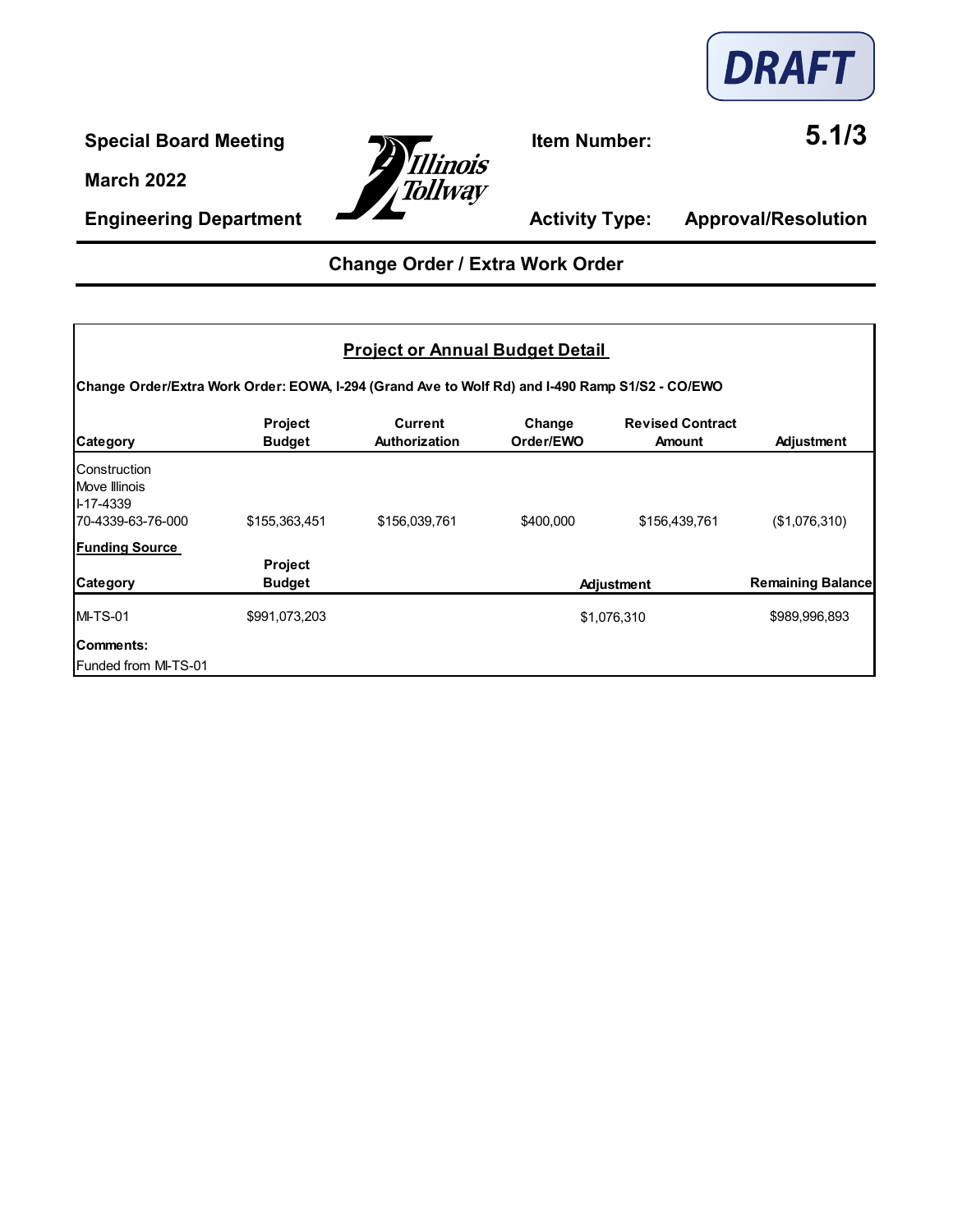DRAFT

**Special Board Meeting**

**March 2022**

**Engineering Department**

**Item Number:** **5.1/3**

**Activity Type:** **Approval/Resolution**

## Change Order / Extra Work Order

### Project or Annual Budget Detail

**Change Order/Extra Work Order: EOWA, I-294 (Grand Ave to Wolf Rd) and I-490 Ramp S1/S2 - CO/EWO**

| Category | Project Budget | Current Authorization | Change Order/EWO | Revised Contract Amount | Adjustment |
|---|---|---|---|---|---|
| Construction<br>Move Illinois<br>I-17-4339<br>70-4339-63-76-000 | $155,363,451 | $156,039,761 | $400,000 | $156,439,761 | ($1,076,310) |

**Funding Source**

| Category | Project Budget | Adjustment | Remaining Balance |
|---|---|---|---|
| MI-TS-01 | $991,073,203 | $1,076,310 | $989,996,893 |

**Comments:**

Funded from MI-TS-01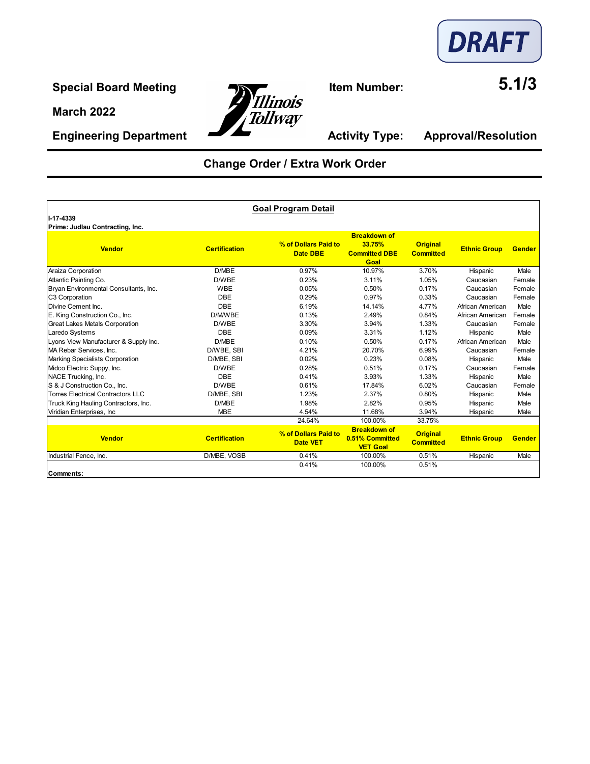DRAFT

**Special Board Meeting**

**March 2022**

**Engineering Department**

**Item Number:** **5.1/3**

**Activity Type:** **Approval/Resolution**

## Change Order / Extra Work Order

**Goal Program Detail**

**I-17-4339**
**Prime: Judlau Contracting, Inc.**

| Vendor | Certification | % of Dollars Paid to Date DBE | Breakdown of 33.75% Committed DBE Goal | Original Committed | Ethnic Group | Gender |
|---|---|---|---|---|---|---|
| Araiza Corporation | D/MBE | 0.97% | 10.97% | 3.70% | Hispanic | Male |
| Atlantic Painting Co. | D/WBE | 0.23% | 3.11% | 1.05% | Caucasian | Female |
| Bryan Environmental Consultants, Inc. | WBE | 0.05% | 0.50% | 0.17% | Caucasian | Female |
| C3 Corporation | DBE | 0.29% | 0.97% | 0.33% | Caucasian | Female |
| Divine Cement Inc. | DBE | 6.19% | 14.14% | 4.77% | African American | Male |
| E. King Construction Co., Inc. | D/MWBE | 0.13% | 2.49% | 0.84% | African American | Female |
| Great Lakes Metals Corporation | D/WBE | 3.30% | 3.94% | 1.33% | Caucasian | Female |
| Laredo Systems | DBE | 0.09% | 3.31% | 1.12% | Hispanic | Male |
| Lyons View Manufacturer & Supply Inc. | D/MBE | 0.10% | 0.50% | 0.17% | African American | Male |
| MA Rebar Services, Inc. | D/WBE, SBI | 4.21% | 20.70% | 6.99% | Caucasian | Female |
| Marking Specialists Corporation | D/MBE, SBI | 0.02% | 0.23% | 0.08% | Hispanic | Male |
| Midco Electric Suppy, Inc. | D/WBE | 0.28% | 0.51% | 0.17% | Caucasian | Female |
| NACE Trucking, Inc. | DBE | 0.41% | 3.93% | 1.33% | Hispanic | Male |
| S & J Construction Co., Inc. | D/WBE | 0.61% | 17.84% | 6.02% | Caucasian | Female |
| Torres Electrical Contractors LLC | D/MBE, SBI | 1.23% | 2.37% | 0.80% | Hispanic | Male |
| Truck King Hauling Contractors, Inc. | D/MBE | 1.98% | 2.82% | 0.95% | Hispanic | Male |
| Viridian Enterprises, Inc | MBE | 4.54% | 11.68% | 3.94% | Hispanic | Male |
| | | 24.64% | 100.00% | 33.75% | | |

| Vendor | Certification | % of Dollars Paid to Date VET | Breakdown of 0.51% Committed VET Goal | Original Committed | Ethnic Group | Gender |
|---|---|---|---|---|---|---|
| Industrial Fence, Inc. | D/MBE, VOSB | 0.41% | 100.00% | 0.51% | Hispanic | Male |
| | | 0.41% | 100.00% | 0.51% | | |

**Comments:**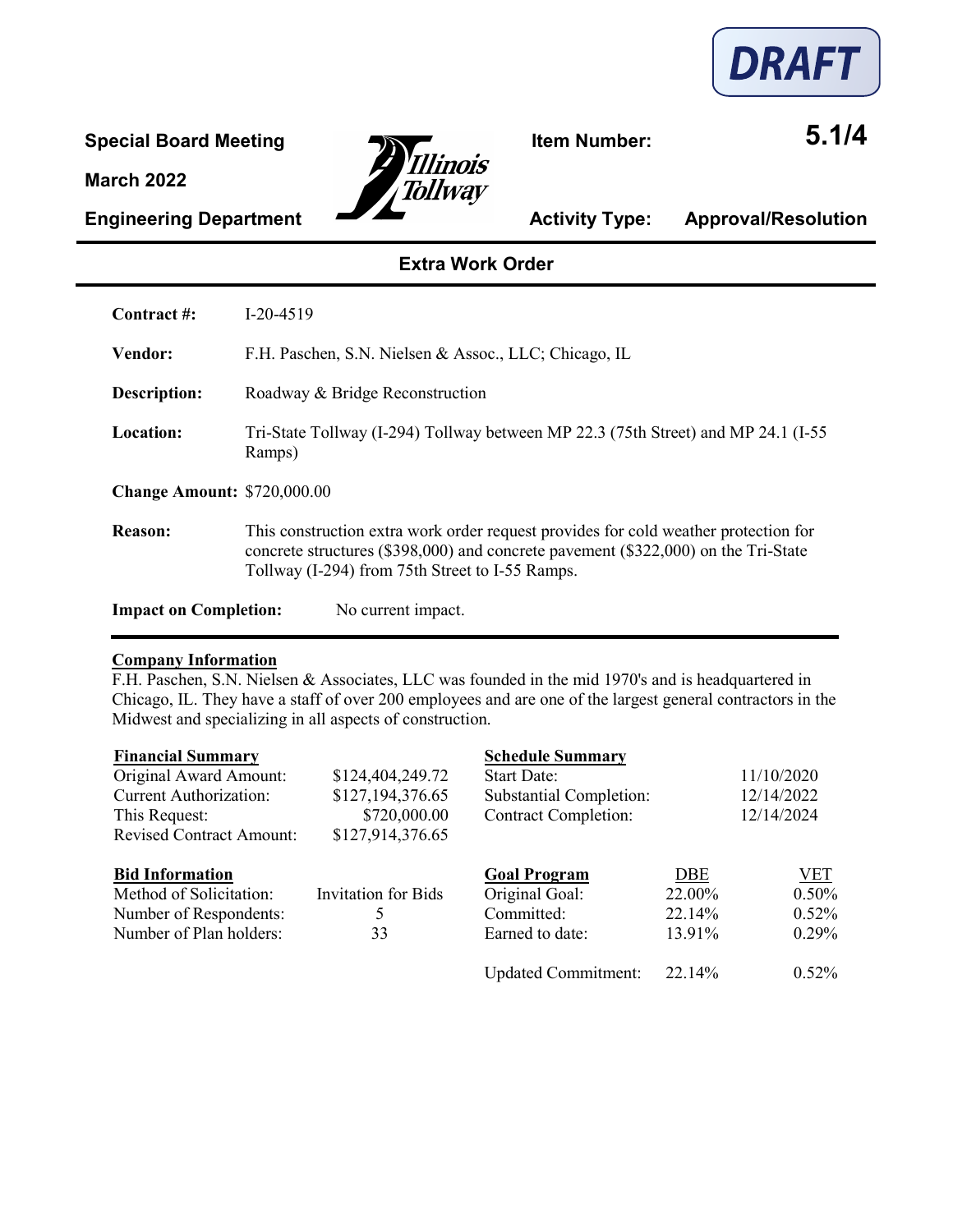DRAFT

**Special Board Meeting**

**March 2022**

**Engineering Department**

**Item Number:** **5.1/4**

**Activity Type:** **Approval/Resolution**

## Extra Work Order

**Contract #:** I-20-4519

**Vendor:** F.H. Paschen, S.N. Nielsen & Assoc., LLC; Chicago, IL

**Description:** Roadway & Bridge Reconstruction

**Location:** Tri-State Tollway (I-294) Tollway between MP 22.3 (75th Street) and MP 24.1 (I-55 Ramps)

**Change Amount:** $720,000.00

**Reason:** This construction extra work order request provides for cold weather protection for concrete structures ($398,000) and concrete pavement ($322,000) on the Tri-State Tollway (I-294) from 75th Street to I-55 Ramps.

**Impact on Completion:** No current impact.

---

**Company Information**

F.H. Paschen, S.N. Nielsen & Associates, LLC was founded in the mid 1970's and is headquartered in Chicago, IL. They have a staff of over 200 employees and are one of the largest general contractors in the Midwest and specializing in all aspects of construction.

| **Financial Summary** | |
|---|---|
| Original Award Amount: | $124,404,249.72 |
| Current Authorization: | $127,194,376.65 |
| This Request: | $720,000.00 |
| Revised Contract Amount: | $127,914,376.65 |

| **Schedule Summary** | |
|---|---|
| Start Date: | 11/10/2020 |
| Substantial Completion: | 12/14/2022 |
| Contract Completion: | 12/14/2024 |

| **Bid Information** | |
|---|---|
| Method of Solicitation: | Invitation for Bids |
| Number of Respondents: | 5 |
| Number of Plan holders: | 33 |

| **Goal Program** | DBE | VET |
|---|---|---|
| Original Goal: | 22.00% | 0.50% |
| Committed: | 22.14% | 0.52% |
| Earned to date: | 13.91% | 0.29% |
| Updated Commitment: | 22.14% | 0.52% |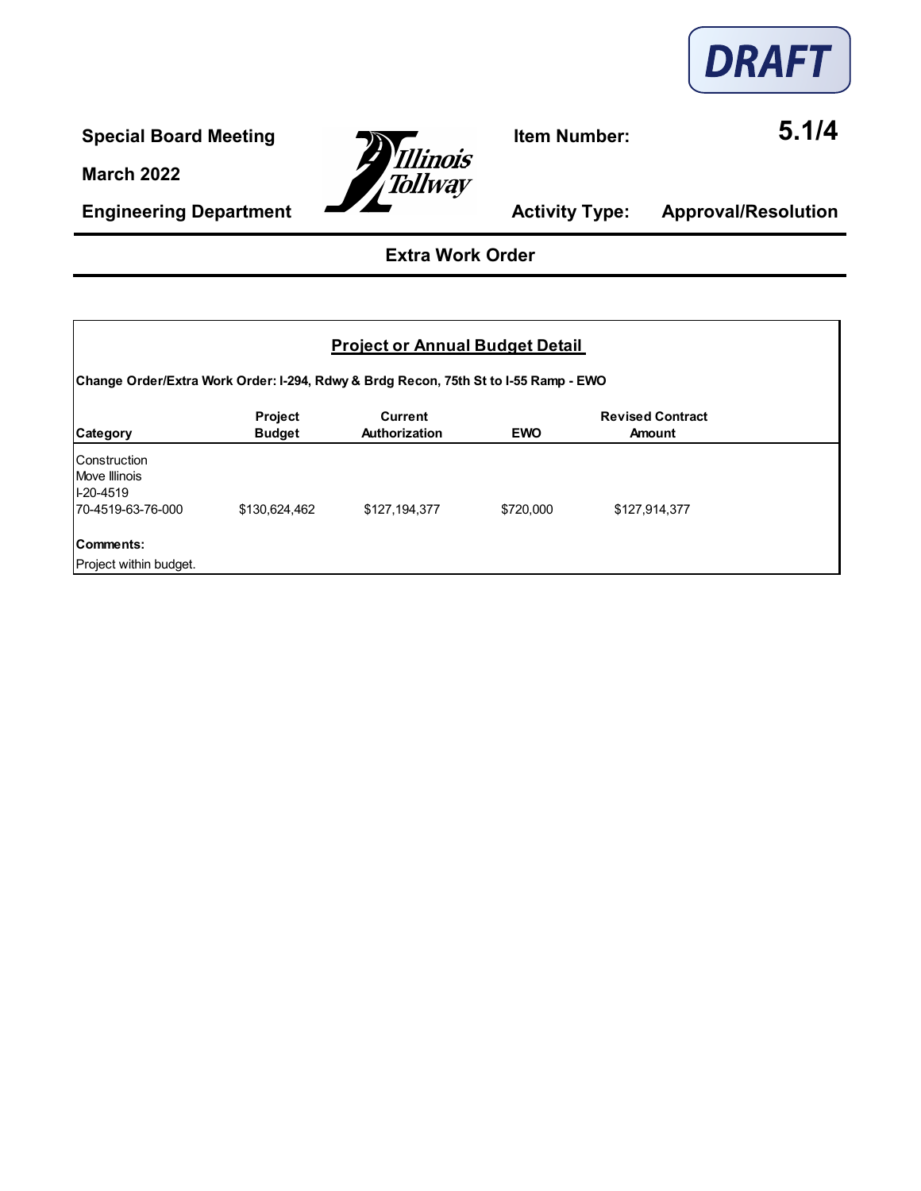DRAFT

**Special Board Meeting**

**March 2022**

**Engineering Department**

**Item Number:** **5.1/4**

**Activity Type:** **Approval/Resolution**

## Extra Work Order

### Project or Annual Budget Detail

**Change Order/Extra Work Order: I-294, Rdwy & Brdg Recon, 75th St to I-55 Ramp - EWO**

| Category | Project Budget | Current Authorization | EWO | Revised Contract Amount |
|---|---|---|---|---|
| Construction<br>Move Illinois<br>I-20-4519<br>70-4519-63-76-000 | $130,624,462 | $127,194,377 | $720,000 | $127,914,377 |

**Comments:**

Project within budget.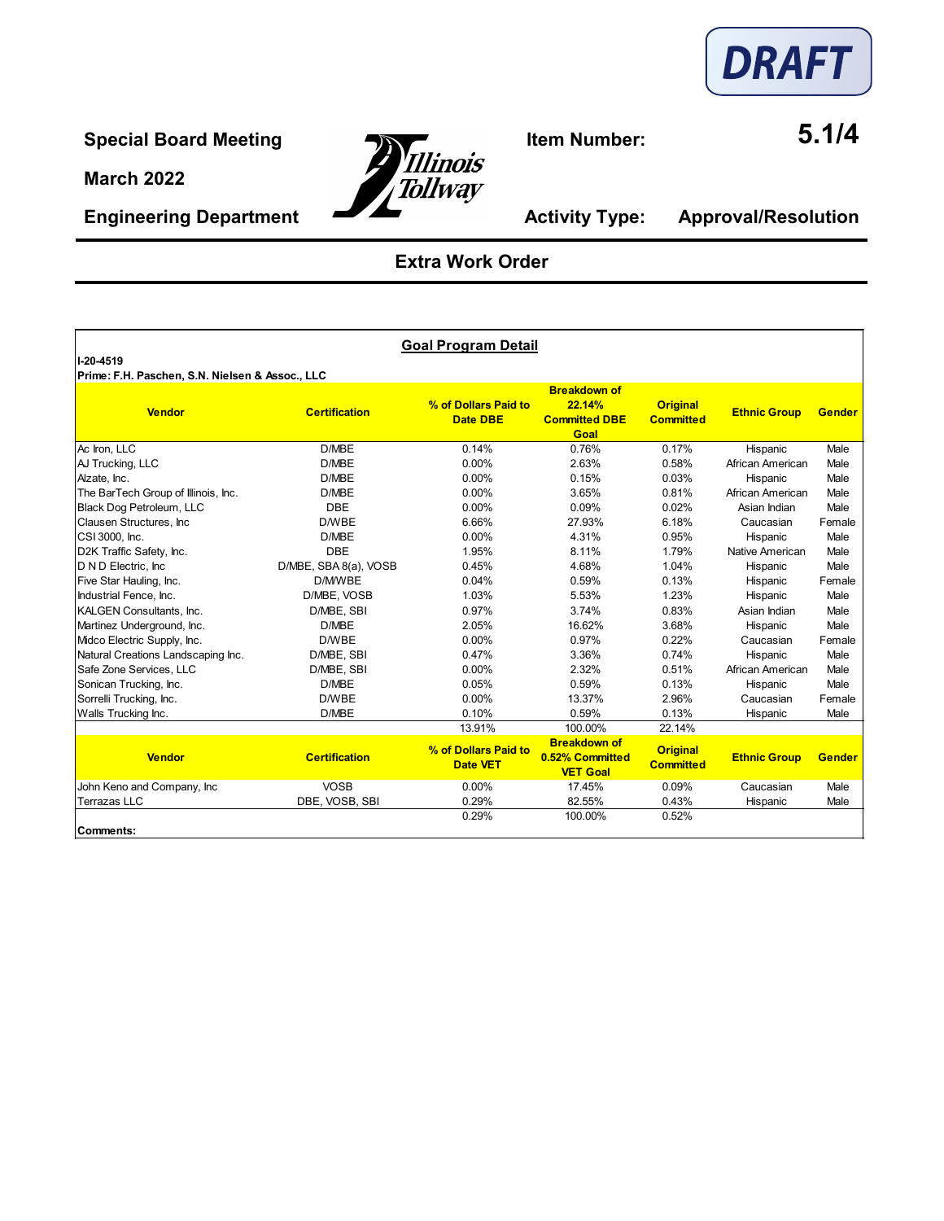DRAFT

**Special Board Meeting**

**March 2022**

**Engineering Department**

**Item Number:** **5.1/4**

**Activity Type:** **Approval/Resolution**

## Extra Work Order

**Goal Program Detail**

**I-20-4519**

**Prime: F.H. Paschen, S.N. Nielsen & Assoc., LLC**

| Vendor | Certification | % of Dollars Paid to Date DBE | Breakdown of 22.14% Committed DBE Goal | Original Committed | Ethnic Group | Gender |
|---|---|---|---|---|---|---|
| Ac Iron, LLC | D/MBE | 0.14% | 0.76% | 0.17% | Hispanic | Male |
| AJ Trucking, LLC | D/MBE | 0.00% | 2.63% | 0.58% | African American | Male |
| Alzate, Inc. | D/MBE | 0.00% | 0.15% | 0.03% | Hispanic | Male |
| The BarTech Group of Illinois, Inc. | D/MBE | 0.00% | 3.65% | 0.81% | African American | Male |
| Black Dog Petroleum, LLC | DBE | 0.00% | 0.09% | 0.02% | Asian Indian | Male |
| Clausen Structures, Inc | D/WBE | 6.66% | 27.93% | 6.18% | Caucasian | Female |
| CSI 3000, Inc. | D/MBE | 0.00% | 4.31% | 0.95% | Hispanic | Male |
| D2K Traffic Safety, Inc. | DBE | 1.95% | 8.11% | 1.79% | Native American | Male |
| D N D Electric, Inc | D/MBE, SBA 8(a), VOSB | 0.45% | 4.68% | 1.04% | Hispanic | Male |
| Five Star Hauling, Inc. | D/M/WBE | 0.04% | 0.59% | 0.13% | Hispanic | Female |
| Industrial Fence, Inc. | D/MBE, VOSB | 1.03% | 5.53% | 1.23% | Hispanic | Male |
| KALGEN Consultants, Inc. | D/MBE, SBI | 0.97% | 3.74% | 0.83% | Asian Indian | Male |
| Martinez Underground, Inc. | D/MBE | 2.05% | 16.62% | 3.68% | Hispanic | Male |
| Midco Electric Supply, Inc. | D/WBE | 0.00% | 0.97% | 0.22% | Caucasian | Female |
| Natural Creations Landscaping Inc. | D/MBE, SBI | 0.47% | 3.36% | 0.74% | Hispanic | Male |
| Safe Zone Services, LLC | D/MBE, SBI | 0.00% | 2.32% | 0.51% | African American | Male |
| Sonican Trucking, Inc. | D/MBE | 0.05% | 0.59% | 0.13% | Hispanic | Male |
| Sorrelli Trucking, Inc. | D/WBE | 0.00% | 13.37% | 2.96% | Caucasian | Female |
| Walls Trucking Inc. | D/MBE | 0.10% | 0.59% | 0.13% | Hispanic | Male |
| | | 13.91% | 100.00% | 22.14% | | |

| Vendor | Certification | % of Dollars Paid to Date VET | Breakdown of 0.52% Committed VET Goal | Original Committed | Ethnic Group | Gender |
|---|---|---|---|---|---|---|
| John Keno and Company, Inc | VOSB | 0.00% | 17.45% | 0.09% | Caucasian | Male |
| Terrazas LLC | DBE, VOSB, SBI | 0.29% | 82.55% | 0.43% | Hispanic | Male |
| | | 0.29% | 100.00% | 0.52% | | |

**Comments:**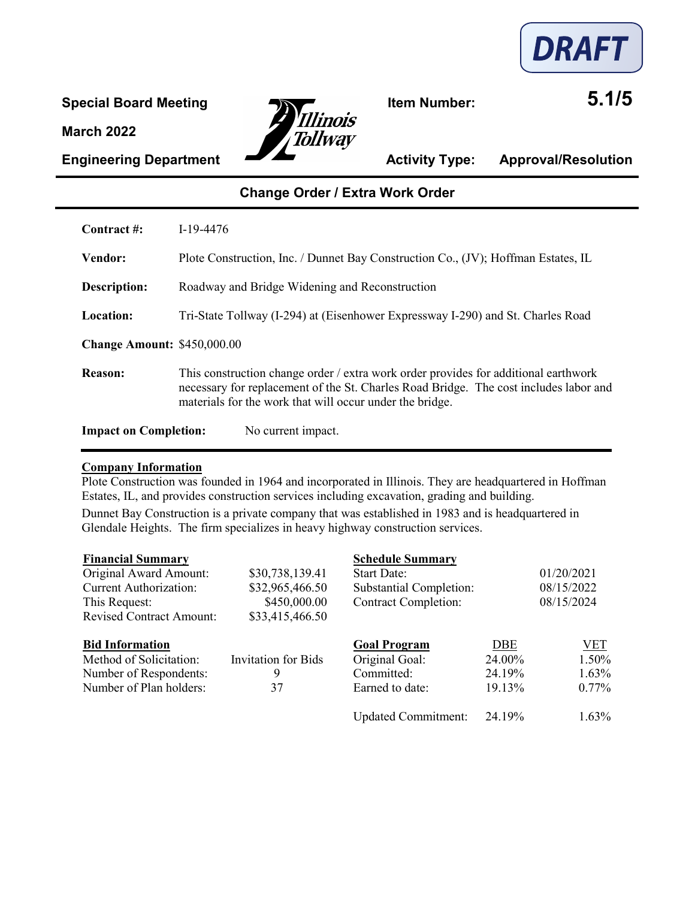DRAFT

**Special Board Meeting**

**March 2022**

**Engineering Department**

**Item Number:** **5.1/5**

**Activity Type:** **Approval/Resolution**

## Change Order / Extra Work Order

**Contract #:** I-19-4476

**Vendor:** Plote Construction, Inc. / Dunnet Bay Construction Co., (JV); Hoffman Estates, IL

**Description:** Roadway and Bridge Widening and Reconstruction

**Location:** Tri-State Tollway (I-294) at (Eisenhower Expressway I-290) and St. Charles Road

**Change Amount:** $450,000.00

**Reason:** This construction change order / extra work order provides for additional earthwork necessary for replacement of the St. Charles Road Bridge. The cost includes labor and materials for the work that will occur under the bridge.

**Impact on Completion:** No current impact.

**Company Information**

Plote Construction was founded in 1964 and incorporated in Illinois. They are headquartered in Hoffman Estates, IL, and provides construction services including excavation, grading and building.

Dunnet Bay Construction is a private company that was established in 1983 and is headquartered in Glendale Heights. The firm specializes in heavy highway construction services.

| **Financial Summary** | |
|---|---|
| Original Award Amount: | $30,738,139.41 |
| Current Authorization: | $32,965,466.50 |
| This Request: | $450,000.00 |
| Revised Contract Amount: | $33,415,466.50 |

| **Schedule Summary** | |
|---|---|
| Start Date: | 01/20/2021 |
| Substantial Completion: | 08/15/2022 |
| Contract Completion: | 08/15/2024 |

| **Bid Information** | |
|---|---|
| Method of Solicitation: | Invitation for Bids |
| Number of Respondents: | 9 |
| Number of Plan holders: | 37 |

| **Goal Program** | DBE | VET |
|---|---|---|
| Original Goal: | 24.00% | 1.50% |
| Committed: | 24.19% | 1.63% |
| Earned to date: | 19.13% | 0.77% |
| Updated Commitment: | 24.19% | 1.63% |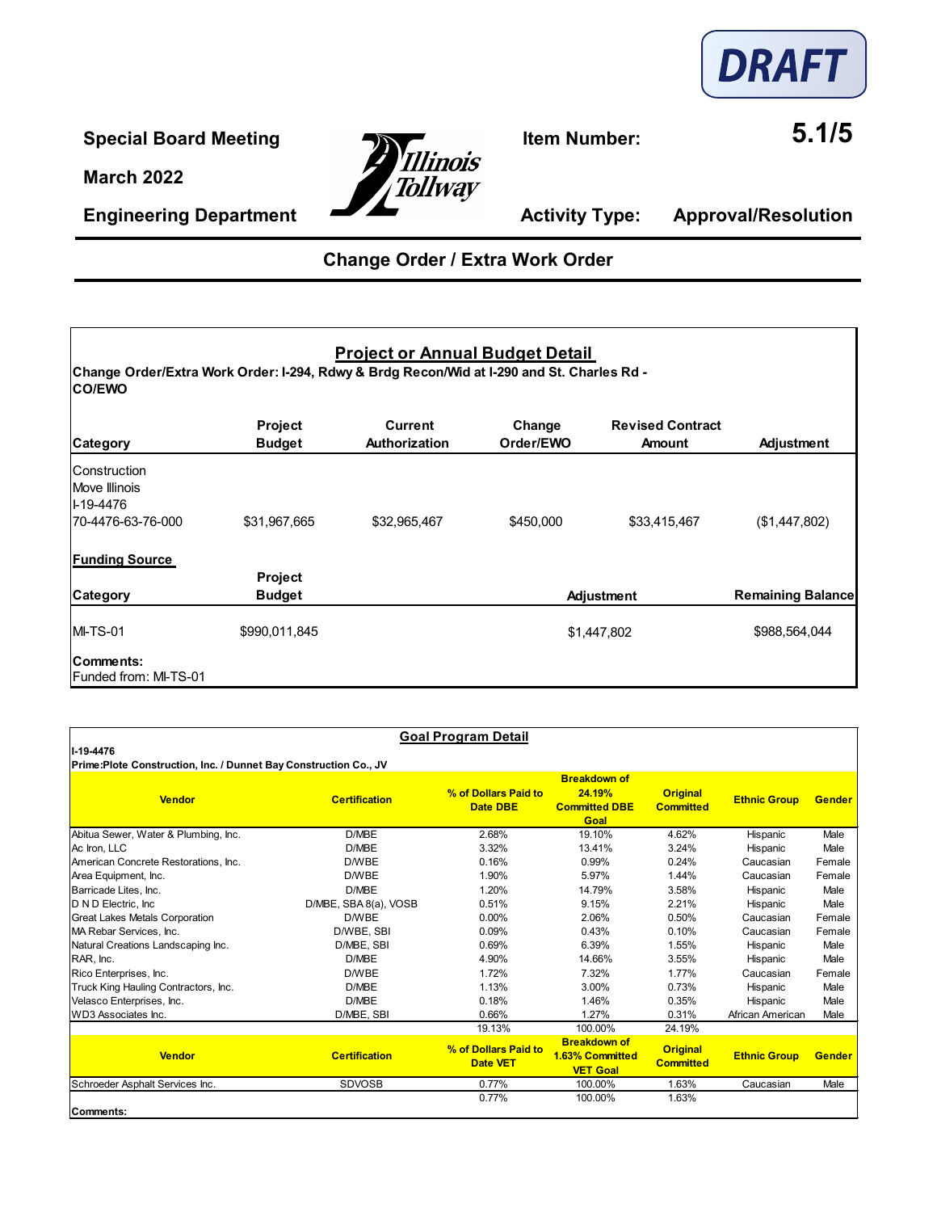DRAFT

**Special Board Meeting**

**March 2022**

**Engineering Department**

**Item Number:** **5.1/5**

**Activity Type:** **Approval/Resolution**

## Change Order / Extra Work Order

### Project or Annual Budget Detail

**Change Order/Extra Work Order: I-294, Rdwy & Brdg Recon/Wid at I-290 and St. Charles Rd - CO/EWO**

| Category | Project Budget | Current Authorization | Change Order/EWO | Revised Contract Amount | Adjustment |
|---|---|---|---|---|---|
| Construction<br>Move Illinois<br>I-19-4476<br>70-4476-63-76-000 | $31,967,665 | $32,965,467 | $450,000 | $33,415,467 | ($1,447,802) |

**Funding Source**

| Category | Project Budget | Adjustment | Remaining Balance |
|---|---|---|---|
| MI-TS-01 | $990,011,845 | $1,447,802 | $988,564,044 |

**Comments:**
Funded from: MI-TS-01

### Goal Program Detail

**I-19-4476**

**Prime:Plote Construction, Inc. / Dunnet Bay Construction Co., JV**

| Vendor | Certification | % of Dollars Paid to Date DBE | Breakdown of 24.19% Committed DBE Goal | Original Committed | Ethnic Group | Gender |
|---|---|---|---|---|---|---|
| Abitua Sewer, Water & Plumbing, Inc. | D/MBE | 2.68% | 19.10% | 4.62% | Hispanic | Male |
| Ac Iron, LLC | D/MBE | 3.32% | 13.41% | 3.24% | Hispanic | Male |
| American Concrete Restorations, Inc. | D/WBE | 0.16% | 0.99% | 0.24% | Caucasian | Female |
| Area Equipment, Inc. | D/WBE | 1.90% | 5.97% | 1.44% | Caucasian | Female |
| Barricade Lites, Inc. | D/MBE | 1.20% | 14.79% | 3.58% | Hispanic | Male |
| D N D Electric, Inc | D/MBE, SBA 8(a), VOSB | 0.51% | 9.15% | 2.21% | Hispanic | Male |
| Great Lakes Metals Corporation | D/WBE | 0.00% | 2.06% | 0.50% | Caucasian | Female |
| MA Rebar Services, Inc. | D/WBE, SBI | 0.09% | 0.43% | 0.10% | Caucasian | Female |
| Natural Creations Landscaping Inc. | D/MBE, SBI | 0.69% | 6.39% | 1.55% | Hispanic | Male |
| RAR, Inc. | D/MBE | 4.90% | 14.66% | 3.55% | Hispanic | Male |
| Rico Enterprises, Inc. | D/WBE | 1.72% | 7.32% | 1.77% | Caucasian | Female |
| Truck King Hauling Contractors, Inc. | D/MBE | 1.13% | 3.00% | 0.73% | Hispanic | Male |
| Velasco Enterprises, Inc. | D/MBE | 0.18% | 1.46% | 0.35% | Hispanic | Male |
| WD3 Associates Inc. | D/MBE, SBI | 0.66% | 1.27% | 0.31% | African American | Male |
| | | 19.13% | 100.00% | 24.19% | | |

| Vendor | Certification | % of Dollars Paid to Date VET | Breakdown of 1.63% Committed VET Goal | Original Committed | Ethnic Group | Gender |
|---|---|---|---|---|---|---|
| Schroeder Asphalt Services Inc. | SDVOSB | 0.77% | 100.00% | 1.63% | Caucasian | Male |
| | | 0.77% | 100.00% | 1.63% | | |

**Comments:**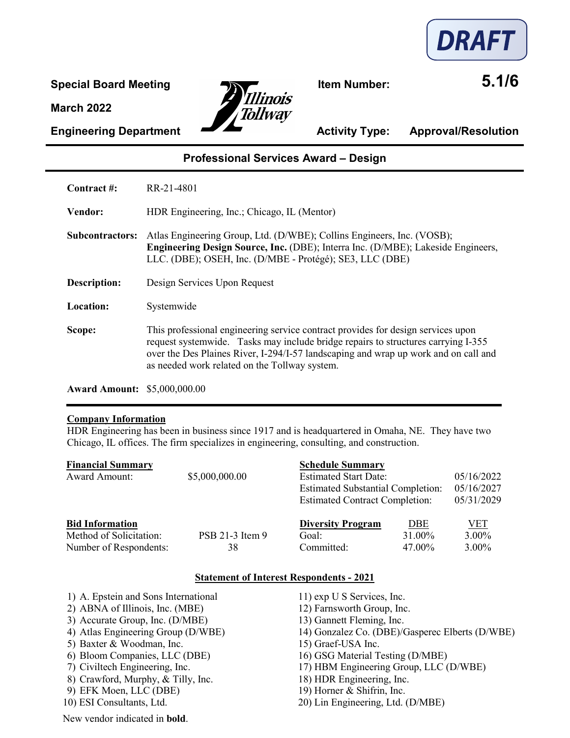DRAFT

**Special Board Meeting**

**March 2022**

**Engineering Department**

**Item Number:** **5.1/6**

**Activity Type:** **Approval/Resolution**

## Professional Services Award – Design

| | |
|---|---|
| **Contract #:** | RR-21-4801 |
| **Vendor:** | HDR Engineering, Inc.; Chicago, IL (Mentor) |
| **Subcontractors:** | Atlas Engineering Group, Ltd. (D/WBE); Collins Engineers, Inc. (VOSB); **Engineering Design Source, Inc.** (DBE); Interra Inc. (D/MBE); Lakeside Engineers, LLC. (DBE); OSEH, Inc. (D/MBE - Protégé); SE3, LLC (DBE) |
| **Description:** | Design Services Upon Request |
| **Location:** | Systemwide |
| **Scope:** | This professional engineering service contract provides for design services upon request systemwide. Tasks may include bridge repairs to structures carrying I-355 over the Des Plaines River, I-294/I-57 landscaping and wrap up work and on call and as needed work related on the Tollway system. |
| **Award Amount:** | $5,000,000.00 |

**Company Information**

HDR Engineering has been in business since 1917 and is headquartered in Omaha, NE. They have two Chicago, IL offices. The firm specializes in engineering, consulting, and construction.

**Financial Summary**

| | |
|---|---|
| Award Amount: | $5,000,000.00 |

**Schedule Summary**

| | |
|---|---|
| Estimated Start Date: | 05/16/2022 |
| Estimated Substantial Completion: | 05/16/2027 |
| Estimated Contract Completion: | 05/31/2029 |

**Bid Information**

| | |
|---|---|
| Method of Solicitation: | PSB 21-3 Item 9 |
| Number of Respondents: | 38 |

| Diversity Program | DBE | VET |
|---|---|---|
| Goal: | 31.00% | 3.00% |
| Committed: | 47.00% | 3.00% |

**Statement of Interest Respondents - 2021**

1) A. Epstein and Sons International
2) ABNA of Illinois, Inc. (MBE)
3) Accurate Group, Inc. (D/MBE)
4) Atlas Engineering Group (D/WBE)
5) Baxter & Woodman, Inc.
6) Bloom Companies, LLC (DBE)
7) Civiltech Engineering, Inc.
8) Crawford, Murphy, & Tilly, Inc.
9) EFK Moen, LLC (DBE)
10) ESI Consultants, Ltd.
11) exp U S Services, Inc.
12) Farnsworth Group, Inc.
13) Gannett Fleming, Inc.
14) Gonzalez Co. (DBE)/Gasperec Elberts (D/WBE)
15) Graef-USA Inc.
16) GSG Material Testing (D/MBE)
17) HBM Engineering Group, LLC (D/WBE)
18) HDR Engineering, Inc.
19) Horner & Shifrin, Inc.
20) Lin Engineering, Ltd. (D/MBE)

New vendor indicated in **bold**.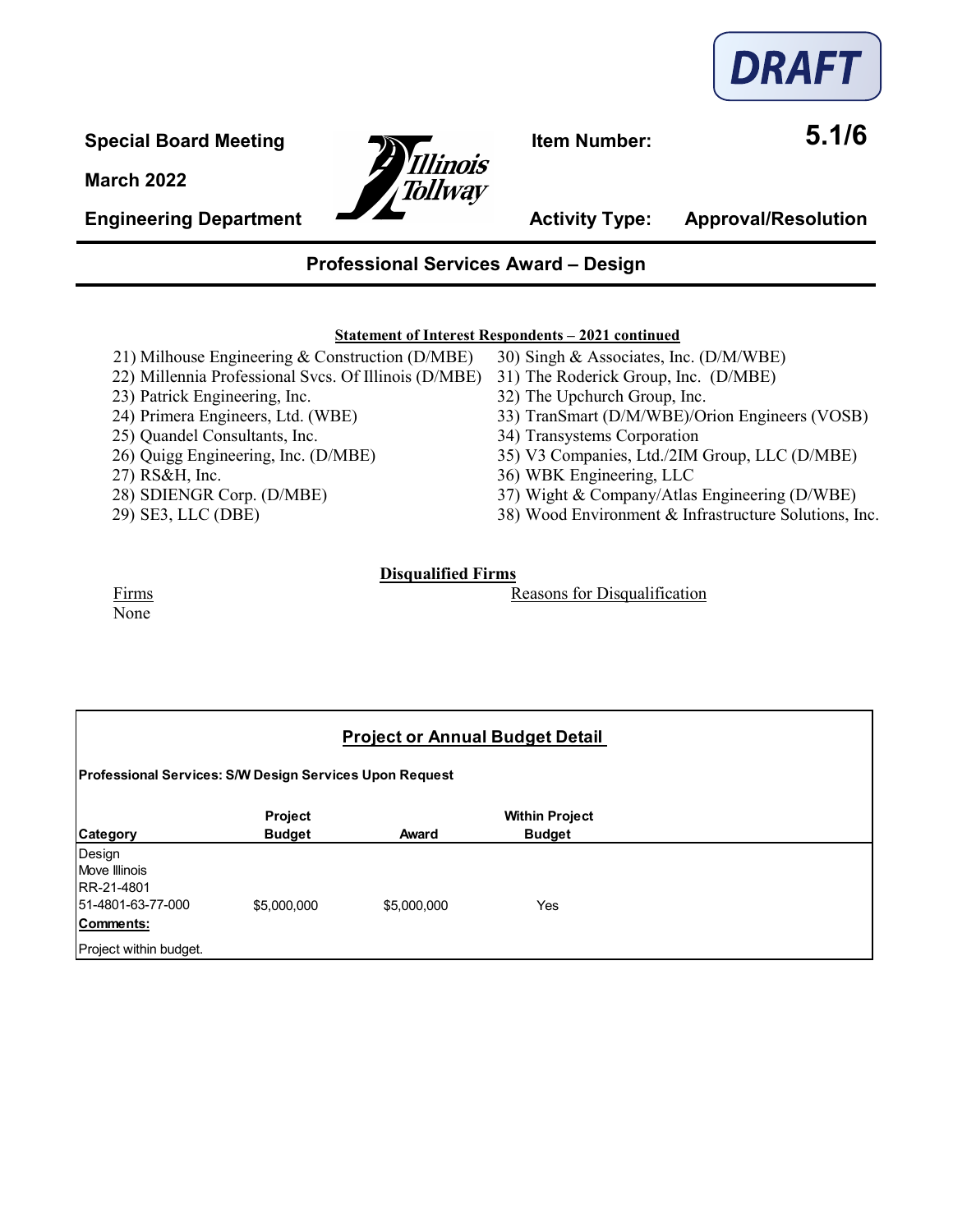DRAFT

**Special Board Meeting** | **Item Number:** **5.1/6**

**March 2022**

**Engineering Department** | **Activity Type:** **Approval/Resolution**

## Professional Services Award – Design

**Statement of Interest Respondents – 2021 continued**

21) Milhouse Engineering & Construction (D/MBE)
22) Millennia Professional Svcs. Of Illinois (D/MBE)
23) Patrick Engineering, Inc.
24) Primera Engineers, Ltd. (WBE)
25) Quandel Consultants, Inc.
26) Quigg Engineering, Inc. (D/MBE)
27) RS&H, Inc.
28) SDIENGR Corp. (D/MBE)
29) SE3, LLC (DBE)
30) Singh & Associates, Inc. (D/M/WBE)
31) The Roderick Group, Inc. (D/MBE)
32) The Upchurch Group, Inc.
33) TranSmart (D/M/WBE)/Orion Engineers (VOSB)
34) Transystems Corporation
35) V3 Companies, Ltd./2IM Group, LLC (D/MBE)
36) WBK Engineering, LLC
37) Wight & Company/Atlas Engineering (D/WBE)
38) Wood Environment & Infrastructure Solutions, Inc.

**Disqualified Firms**

| Firms | Reasons for Disqualification |
|---|---|
| None | |

**Project or Annual Budget Detail**

**Professional Services: S/W Design Services Upon Request**

| Category | Project Budget | Award | Within Project Budget |
|---|---|---|---|
| Design<br>Move Illinois<br>RR-21-4801<br>51-4801-63-77-000 | $5,000,000 | $5,000,000 | Yes |

**Comments:**

Project within budget.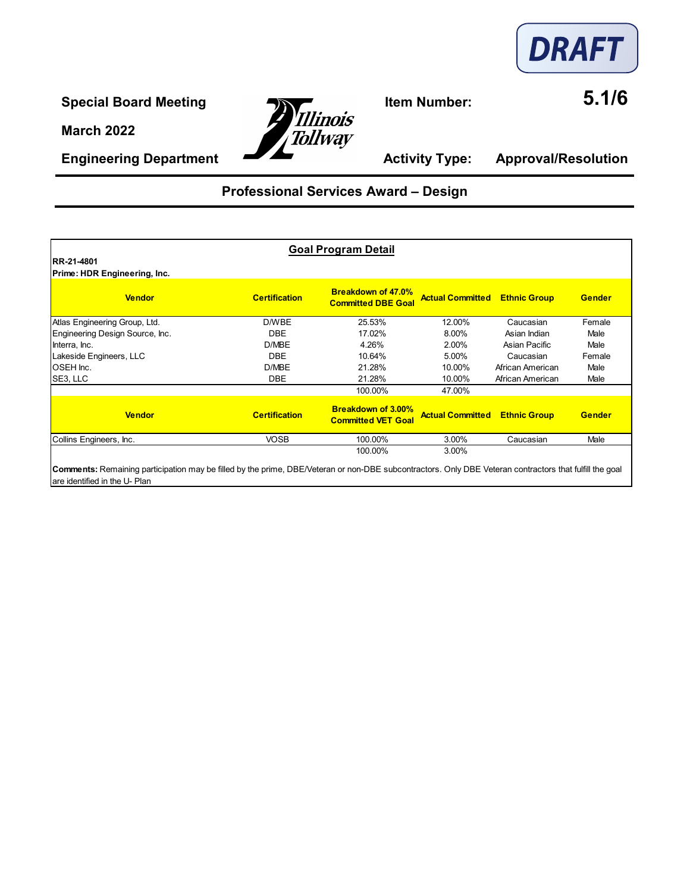DRAFT

**Special Board Meeting** | **Item Number:** **5.1/6**

**March 2022**

**Engineering Department** | **Activity Type:** **Approval/Resolution**

## Professional Services Award – Design

### Goal Program Detail

**RR-21-4801**

**Prime: HDR Engineering, Inc.**

| Vendor | Certification | Breakdown of 47.0% Committed DBE Goal | Actual Committed | Ethnic Group | Gender |
|---|---|---|---|---|---|
| Atlas Engineering Group, Ltd. | D/WBE | 25.53% | 12.00% | Caucasian | Female |
| Engineering Design Source, Inc. | DBE | 17.02% | 8.00% | Asian Indian | Male |
| Interra, Inc. | D/MBE | 4.26% | 2.00% | Asian Pacific | Male |
| Lakeside Engineers, LLC | DBE | 10.64% | 5.00% | Caucasian | Female |
| OSEH Inc. | D/MBE | 21.28% | 10.00% | African American | Male |
| SE3, LLC | DBE | 21.28% | 10.00% | African American | Male |
| | | 100.00% | 47.00% | | |

| Vendor | Certification | Breakdown of 3.00% Committed VET Goal | Actual Committed | Ethnic Group | Gender |
|---|---|---|---|---|---|
| Collins Engineers, Inc. | VOSB | 100.00% | 3.00% | Caucasian | Male |
| | | 100.00% | 3.00% | | |

**Comments:** Remaining participation may be filled by the prime, DBE/Veteran or non-DBE subcontractors. Only DBE Veteran contractors that fulfill the goal are identified in the U- Plan